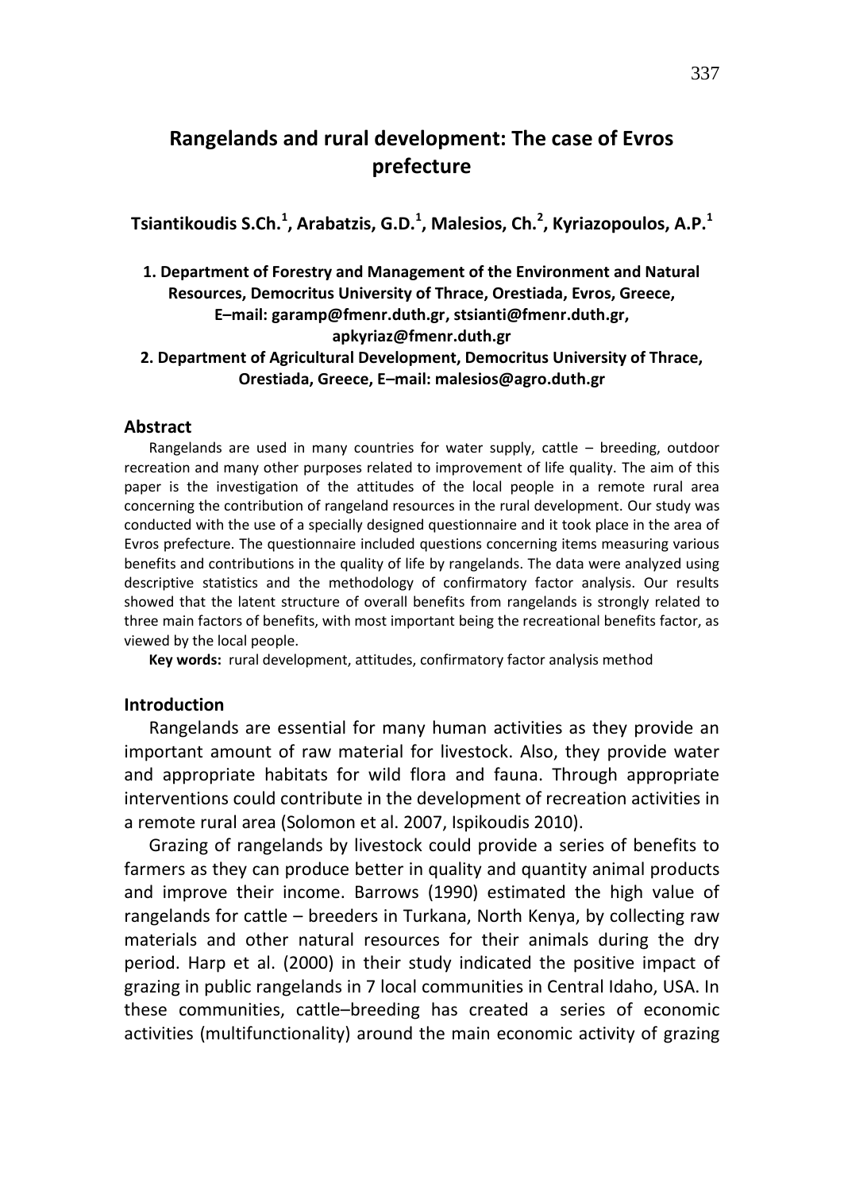# Rangelands and rural development: The case of Evros prefecture

**Tsiantikoudis S.Ch.[1], Arabatzis, G.D.[1], Malesios, Ch.[2], Kyriazopoulos, A.P.[1]**

**1. Department of Forestry and Management of the Environment and Natural Resources, Democritus University of Thrace, Orestiada, Evros, Greece, E–mail: garamp@fmenr.duth.gr, stsianti@fmenr.duth.gr, apkyriaz@fmenr.duth.gr**

**2. Department of Agricultural Development, Democritus University of Thrace, Orestiada, Greece, E–mail: malesios@agro.duth.gr**

## Abstract

Rangelands are used in many countries for water supply, cattle – breeding, outdoor recreation and many other purposes related to improvement of life quality. The aim of this paper is the investigation of the attitudes of the local people in a remote rural area concerning the contribution of rangeland resources in the rural development. Our study was conducted with the use of a specially designed questionnaire and it took place in the area of Evros prefecture. The questionnaire included questions concerning items measuring various benefits and contributions in the quality of life by rangelands. The data were analyzed using descriptive statistics and the methodology of confirmatory factor analysis. Our results showed that the latent structure of overall benefits from rangelands is strongly related to three main factors of benefits, with most important being the recreational benefits factor, as viewed by the local people.

**Key words:** rural development, attitudes, confirmatory factor analysis method

## Introduction

Rangelands are essential for many human activities as they provide an important amount of raw material for livestock. Also, they provide water and appropriate habitats for wild flora and fauna. Through appropriate interventions could contribute in the development of recreation activities in a remote rural area (Solomon et al. 2007, Ispikoudis 2010).

Grazing of rangelands by livestock could provide a series of benefits to farmers as they can produce better in quality and quantity animal products and improve their income. Barrows (1990) estimated the high value of rangelands for cattle – breeders in Turkana, North Kenya, by collecting raw materials and other natural resources for their animals during the dry period. Harp et al. (2000) in their study indicated the positive impact of grazing in public rangelands in 7 local communities in Central Idaho, USA. In these communities, cattle–breeding has created a series of economic activities (multifunctionality) around the main economic activity of grazing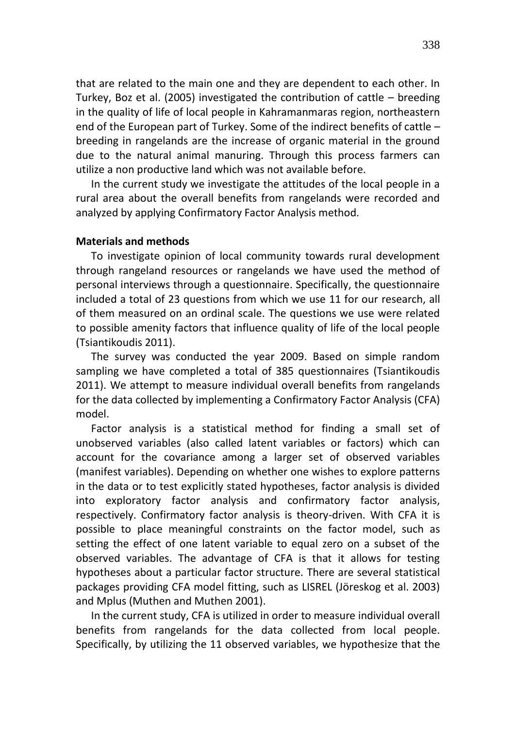that are related to the main one and they are dependent to each other. In Turkey, Boz et al. (2005) investigated the contribution of cattle – breeding in the quality of life of local people in Kahramanmaras region, northeastern end of the European part of Turkey. Some of the indirect benefits of cattle – breeding in rangelands are the increase of organic material in the ground due to the natural animal manuring. Through this process farmers can utilize a non productive land which was not available before.

In the current study we investigate the attitudes of the local people in a rural area about the overall benefits from rangelands were recorded and analyzed by applying Confirmatory Factor Analysis method.

**Materials and methods**

To investigate opinion of local community towards rural development through rangeland resources or rangelands we have used the method of personal interviews through a questionnaire. Specifically, the questionnaire included a total of 23 questions from which we use 11 for our research, all of them measured on an ordinal scale. The questions we use were related to possible amenity factors that influence quality of life of the local people (Tsiantikoudis 2011).

The survey was conducted the year 2009. Based on simple random sampling we have completed a total of 385 questionnaires (Tsiantikoudis 2011). We attempt to measure individual overall benefits from rangelands for the data collected by implementing a Confirmatory Factor Analysis (CFA) model.

Factor analysis is a statistical method for finding a small set of unobserved variables (also called latent variables or factors) which can account for the covariance among a larger set of observed variables (manifest variables). Depending on whether one wishes to explore patterns in the data or to test explicitly stated hypotheses, factor analysis is divided into exploratory factor analysis and confirmatory factor analysis, respectively. Confirmatory factor analysis is theory-driven. With CFA it is possible to place meaningful constraints on the factor model, such as setting the effect of one latent variable to equal zero on a subset of the observed variables. The advantage of CFA is that it allows for testing hypotheses about a particular factor structure. There are several statistical packages providing CFA model fitting, such as LISREL (Jöreskog et al. 2003) and Mplus (Muthen and Muthen 2001).

In the current study, CFA is utilized in order to measure individual overall benefits from rangelands for the data collected from local people. Specifically, by utilizing the 11 observed variables, we hypothesize that the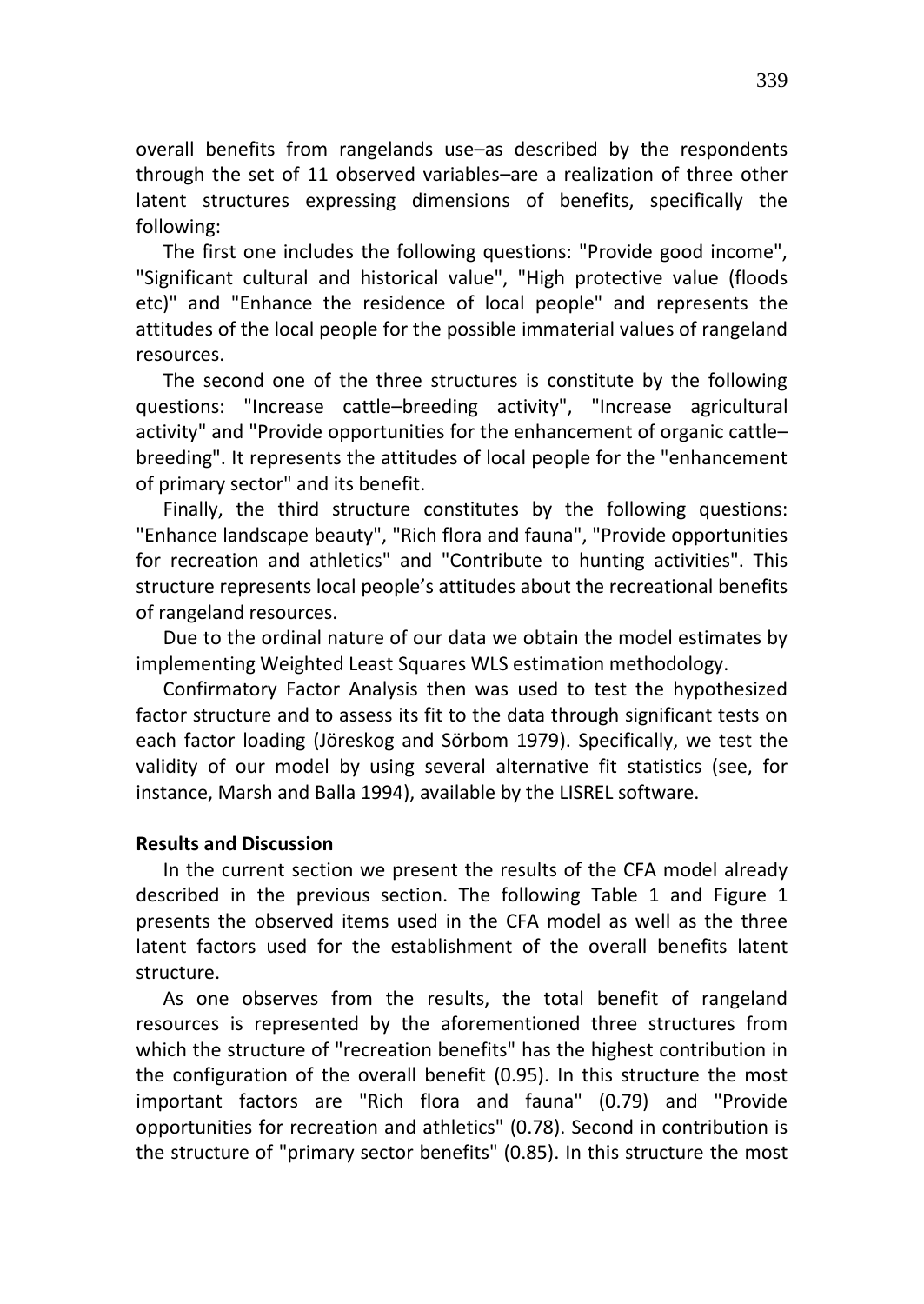overall benefits from rangelands use–as described by the respondents through the set of 11 observed variables–are a realization of three other latent structures expressing dimensions of benefits, specifically the following:

The first one includes the following questions: "Provide good income", "Significant cultural and historical value", "High protective value (floods etc)" and "Enhance the residence of local people" and represents the attitudes of the local people for the possible immaterial values of rangeland resources.

The second one of the three structures is constitute by the following questions: "Increase cattle–breeding activity", "Increase agricultural activity" and "Provide opportunities for the enhancement of organic cattle–breeding". It represents the attitudes of local people for the "enhancement of primary sector" and its benefit.

Finally, the third structure constitutes by the following questions: "Enhance landscape beauty", "Rich flora and fauna", "Provide opportunities for recreation and athletics" and "Contribute to hunting activities". This structure represents local people's attitudes about the recreational benefits of rangeland resources.

Due to the ordinal nature of our data we obtain the model estimates by implementing Weighted Least Squares WLS estimation methodology.

Confirmatory Factor Analysis then was used to test the hypothesized factor structure and to assess its fit to the data through significant tests on each factor loading (Jöreskog and Sörbom 1979). Specifically, we test the validity of our model by using several alternative fit statistics (see, for instance, Marsh and Balla 1994), available by the LISREL software.

**Results and Discussion**

In the current section we present the results of the CFA model already described in the previous section. The following Table 1 and Figure 1 presents the observed items used in the CFA model as well as the three latent factors used for the establishment of the overall benefits latent structure.

As one observes from the results, the total benefit of rangeland resources is represented by the aforementioned three structures from which the structure of "recreation benefits" has the highest contribution in the configuration of the overall benefit (0.95). In this structure the most important factors are "Rich flora and fauna" (0.79) and "Provide opportunities for recreation and athletics" (0.78). Second in contribution is the structure of "primary sector benefits" (0.85). In this structure the most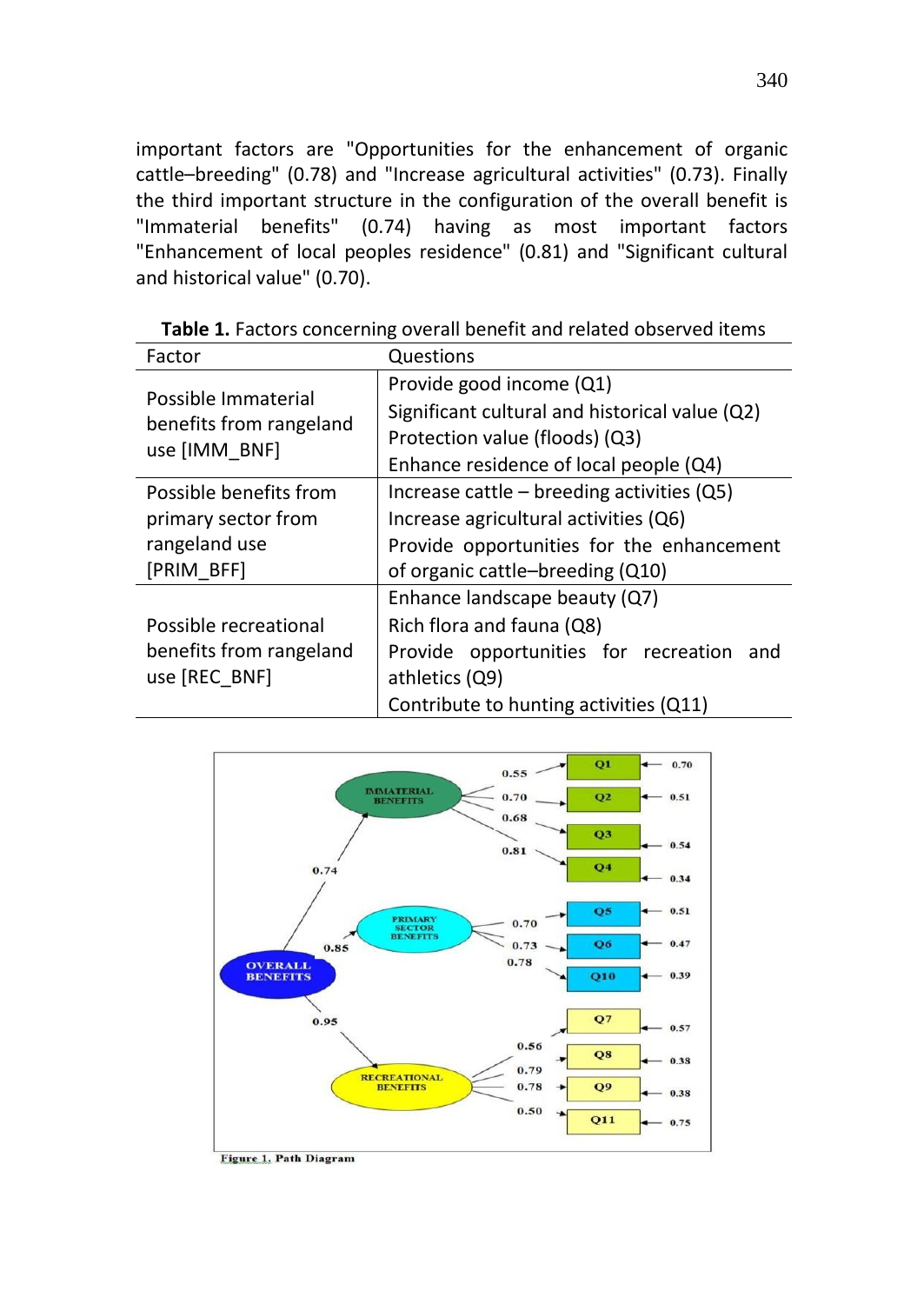important factors are "Opportunities for the enhancement of organic cattle–breeding" (0.78) and "Increase agricultural activities" (0.73). Finally the third important structure in the configuration of the overall benefit is "Immaterial benefits" (0.74) having as most important factors "Enhancement of local peoples residence" (0.81) and "Significant cultural and historical value" (0.70).

**Table 1.** Factors concerning overall benefit and related observed items

| Factor | Questions |
| --- | --- |
| Possible Immaterial benefits from rangeland use [IMM_BNF] | Provide good income (Q1)<br>Significant cultural and historical value (Q2)<br>Protection value (floods) (Q3)<br>Enhance residence of local people (Q4) |
| Possible benefits from primary sector from rangeland use [PRIM_BFF] | Increase cattle – breeding activities (Q5)<br>Increase agricultural activities (Q6)<br>Provide opportunities for the enhancement of organic cattle–breeding (Q10) |
| Possible recreational benefits from rangeland use [REC_BNF] | Enhance landscape beauty (Q7)<br>Rich flora and fauna (Q8)<br>Provide opportunities for recreation and athletics (Q9)<br>Contribute to hunting activities (Q11) |

Figure 1. Path Diagram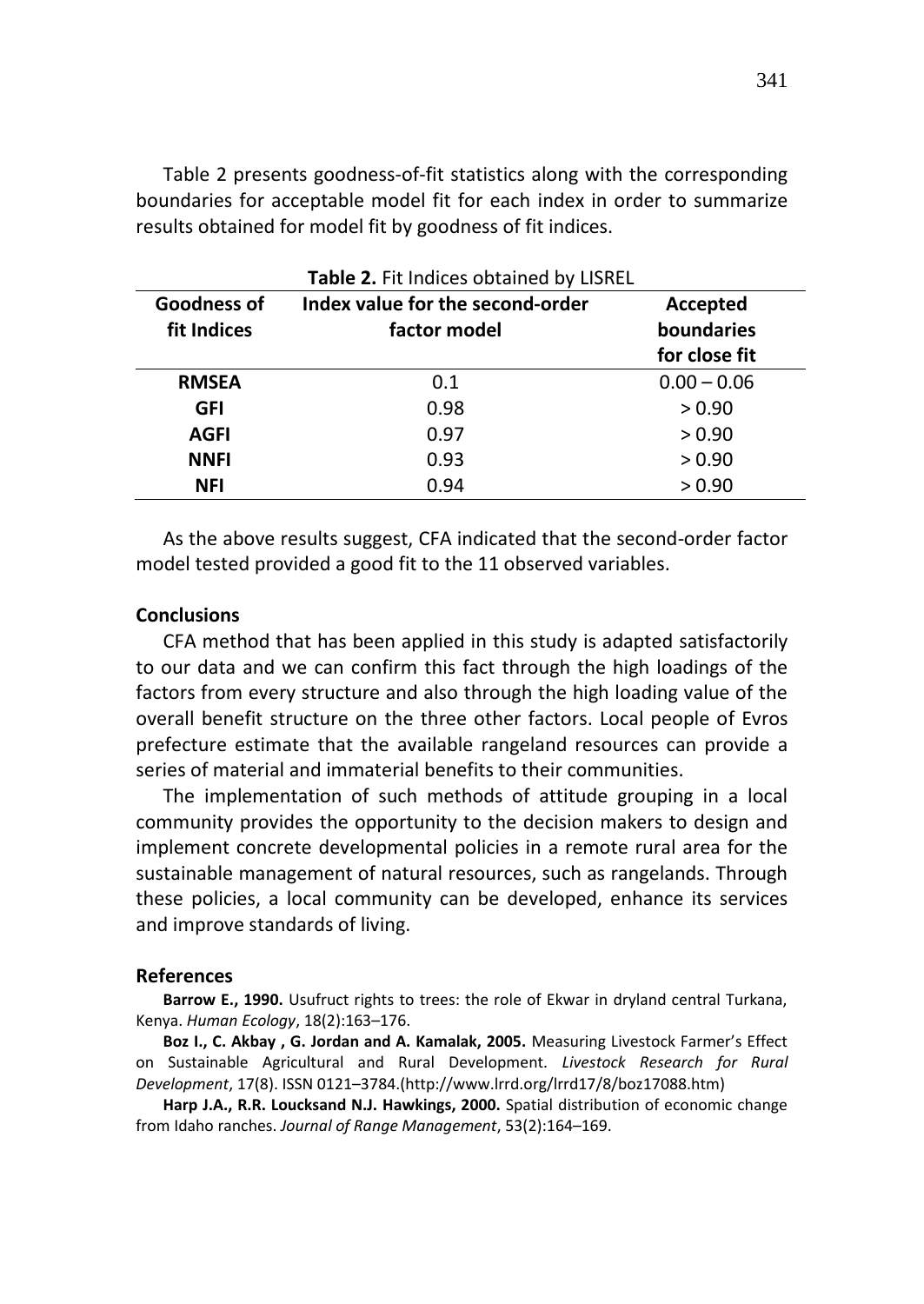Table 2 presents goodness-of-fit statistics along with the corresponding boundaries for acceptable model fit for each index in order to summarize results obtained for model fit by goodness of fit indices.

**Table 2.** Fit Indices obtained by LISREL

| Goodness of fit Indices | Index value for the second-order factor model | Accepted boundaries for close fit |
|---|---|---|
| **RMSEA** | 0.1 | 0.00 – 0.06 |
| **GFI** | 0.98 | > 0.90 |
| **AGFI** | 0.97 | > 0.90 |
| **NNFI** | 0.93 | > 0.90 |
| **NFI** | 0.94 | > 0.90 |

As the above results suggest, CFA indicated that the second-order factor model tested provided a good fit to the 11 observed variables.

### Conclusions

CFA method that has been applied in this study is adapted satisfactorily to our data and we can confirm this fact through the high loadings of the factors from every structure and also through the high loading value of the overall benefit structure on the three other factors. Local people of Evros prefecture estimate that the available rangeland resources can provide a series of material and immaterial benefits to their communities.

The implementation of such methods of attitude grouping in a local community provides the opportunity to the decision makers to design and implement concrete developmental policies in a remote rural area for the sustainable management of natural resources, such as rangelands. Through these policies, a local community can be developed, enhance its services and improve standards of living.

### References

**Barrow E., 1990.** Usufruct rights to trees: the role of Ekwar in dryland central Turkana, Kenya. *Human Ecology*, 18(2):163–176.

**Boz I., C. Akbay , G. Jordan and A. Kamalak, 2005.** Measuring Livestock Farmer's Effect on Sustainable Agricultural and Rural Development. *Livestock Research for Rural Development*, 17(8). ISSN 0121–3784.(http://www.lrrd.org/lrrd17/8/boz17088.htm)

**Harp J.A., R.R. Loucksand N.J. Hawkings, 2000.** Spatial distribution of economic change from Idaho ranches. *Journal of Range Management*, 53(2):164–169.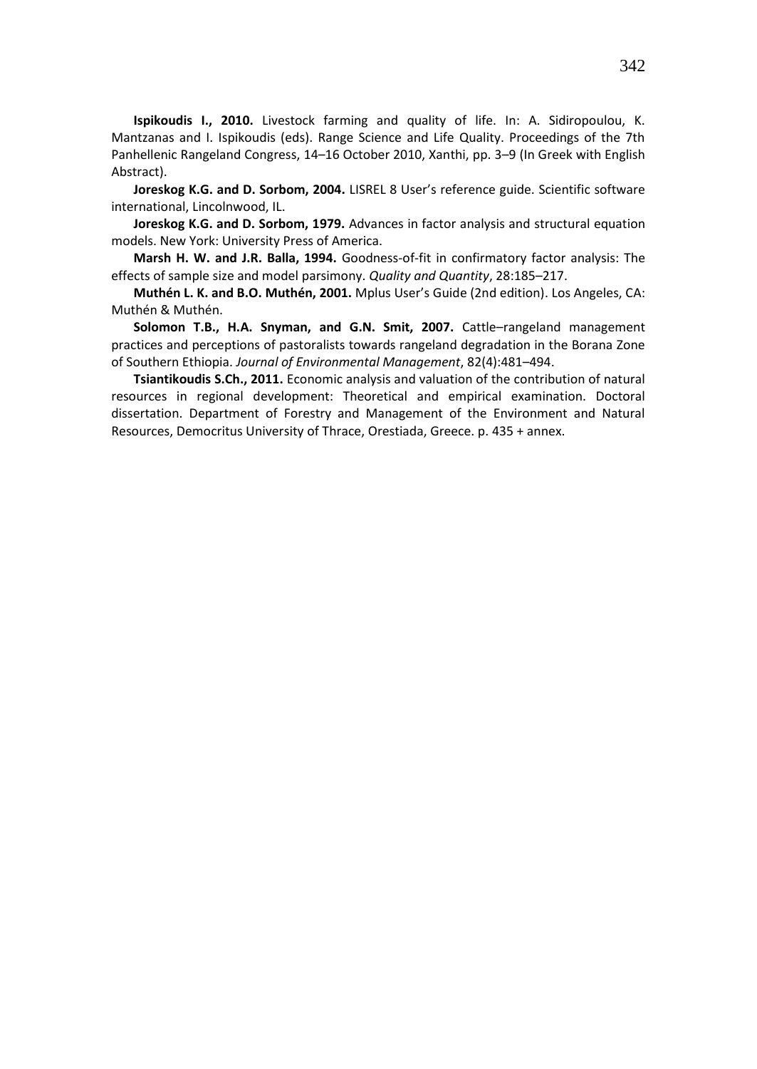**Ispikoudis I., 2010.** Livestock farming and quality of life. In: A. Sidiropoulou, K. Mantzanas and I. Ispikoudis (eds). Range Science and Life Quality. Proceedings of the 7th Panhellenic Rangeland Congress, 14–16 October 2010, Xanthi, pp. 3–9 (In Greek with English Abstract).

**Joreskog K.G. and D. Sorbom, 2004.** LISREL 8 User's reference guide. Scientific software international, Lincolnwood, IL.

**Joreskog K.G. and D. Sorbom, 1979.** Advances in factor analysis and structural equation models. New York: University Press of America.

**Marsh H. W. and J.R. Balla, 1994.** Goodness-of-fit in confirmatory factor analysis: The effects of sample size and model parsimony. *Quality and Quantity*, 28:185–217.

**Muthén L. K. and B.O. Muthén, 2001.** Mplus User's Guide (2nd edition). Los Angeles, CA: Muthén & Muthén.

**Solomon T.B., H.A. Snyman, and G.N. Smit, 2007.** Cattle–rangeland management practices and perceptions of pastoralists towards rangeland degradation in the Borana Zone of Southern Ethiopia. *Journal of Environmental Management*, 82(4):481–494.

**Tsiantikoudis S.Ch., 2011.** Economic analysis and valuation of the contribution of natural resources in regional development: Theoretical and empirical examination. Doctoral dissertation. Department of Forestry and Management of the Environment and Natural Resources, Democritus University of Thrace, Orestiada, Greece. p. 435 + annex.